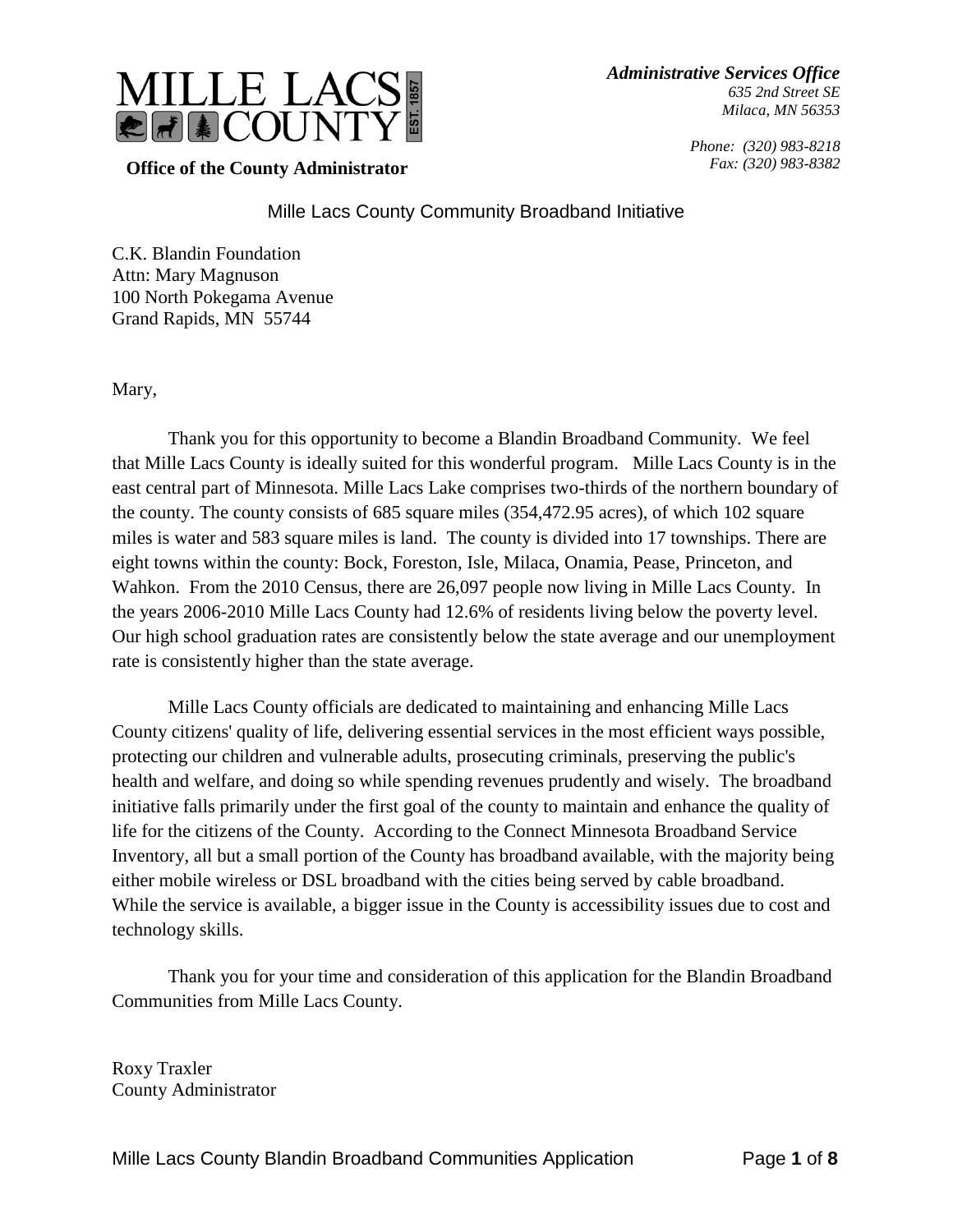# MILLE LACS COUNTY

**Office of the County Administrator**

***Administrative Services Office***
*635 2nd Street SE*
*Milaca, MN 56353*

*Phone: (320) 983-8218*
*Fax: (320) 983-8382*

## Mille Lacs County Community Broadband Initiative

C.K. Blandin Foundation
Attn: Mary Magnuson
100 North Pokegama Avenue
Grand Rapids, MN 55744

Mary,

Thank you for this opportunity to become a Blandin Broadband Community. We feel that Mille Lacs County is ideally suited for this wonderful program. Mille Lacs County is in the east central part of Minnesota. Mille Lacs Lake comprises two-thirds of the northern boundary of the county. The county consists of 685 square miles (354,472.95 acres), of which 102 square miles is water and 583 square miles is land. The county is divided into 17 townships. There are eight towns within the county: Bock, Foreston, Isle, Milaca, Onamia, Pease, Princeton, and Wahkon. From the 2010 Census, there are 26,097 people now living in Mille Lacs County. In the years 2006-2010 Mille Lacs County had 12.6% of residents living below the poverty level. Our high school graduation rates are consistently below the state average and our unemployment rate is consistently higher than the state average.

Mille Lacs County officials are dedicated to maintaining and enhancing Mille Lacs County citizens' quality of life, delivering essential services in the most efficient ways possible, protecting our children and vulnerable adults, prosecuting criminals, preserving the public's health and welfare, and doing so while spending revenues prudently and wisely. The broadband initiative falls primarily under the first goal of the county to maintain and enhance the quality of life for the citizens of the County. According to the Connect Minnesota Broadband Service Inventory, all but a small portion of the County has broadband available, with the majority being either mobile wireless or DSL broadband with the cities being served by cable broadband. While the service is available, a bigger issue in the County is accessibility issues due to cost and technology skills.

Thank you for your time and consideration of this application for the Blandin Broadband Communities from Mille Lacs County.

Roxy Traxler
County Administrator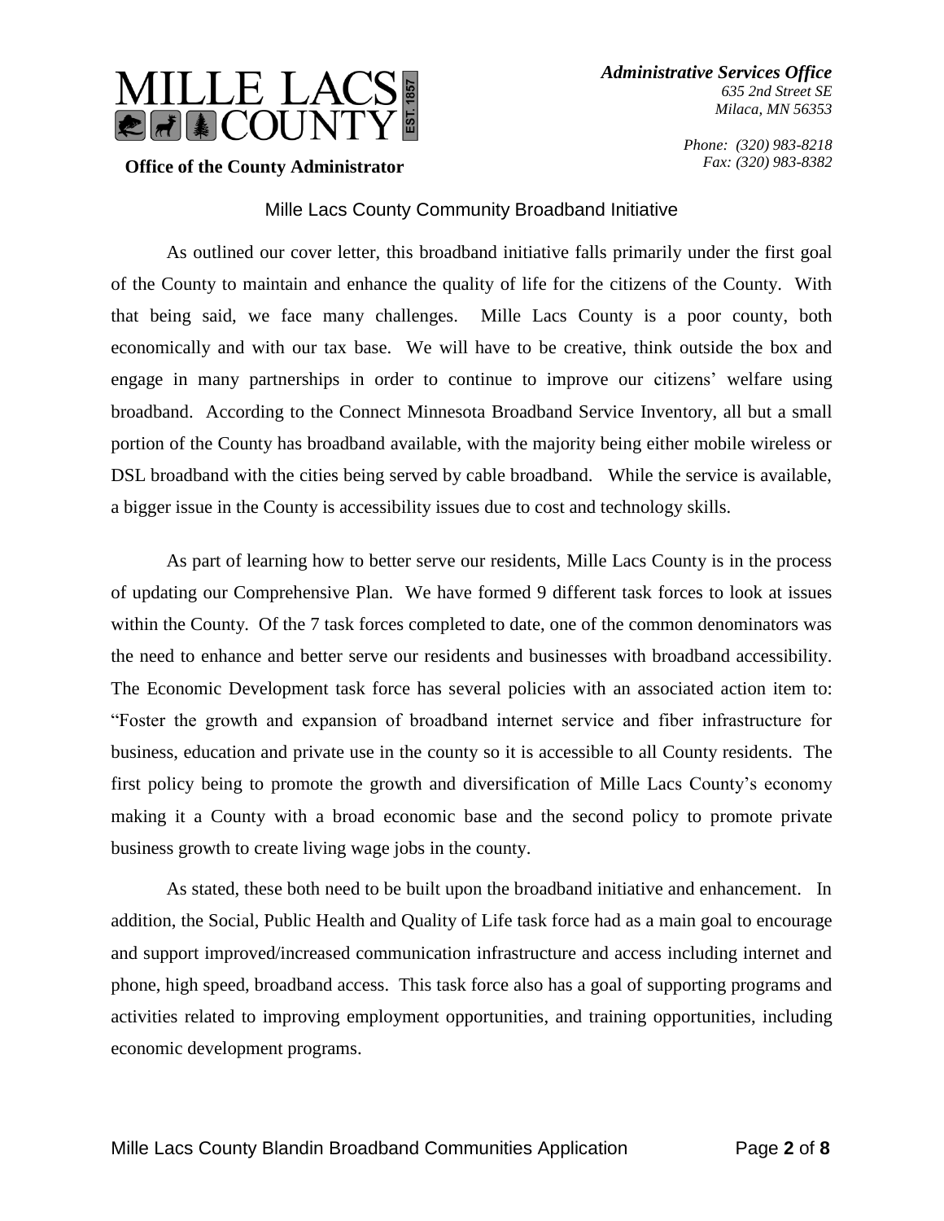**MILLE LACS COUNTY** EST. 1857

**Office of the County Administrator**

***Administrative Services Office***
*635 2nd Street SE*
*Milaca, MN 56353*

*Phone: (320) 983-8218*
*Fax: (320) 983-8382*

## Mille Lacs County Community Broadband Initiative

As outlined our cover letter, this broadband initiative falls primarily under the first goal of the County to maintain and enhance the quality of life for the citizens of the County. With that being said, we face many challenges. Mille Lacs County is a poor county, both economically and with our tax base. We will have to be creative, think outside the box and engage in many partnerships in order to continue to improve our citizens' welfare using broadband. According to the Connect Minnesota Broadband Service Inventory, all but a small portion of the County has broadband available, with the majority being either mobile wireless or DSL broadband with the cities being served by cable broadband. While the service is available, a bigger issue in the County is accessibility issues due to cost and technology skills.

As part of learning how to better serve our residents, Mille Lacs County is in the process of updating our Comprehensive Plan. We have formed 9 different task forces to look at issues within the County. Of the 7 task forces completed to date, one of the common denominators was the need to enhance and better serve our residents and businesses with broadband accessibility. The Economic Development task force has several policies with an associated action item to: "Foster the growth and expansion of broadband internet service and fiber infrastructure for business, education and private use in the county so it is accessible to all County residents. The first policy being to promote the growth and diversification of Mille Lacs County's economy making it a County with a broad economic base and the second policy to promote private business growth to create living wage jobs in the county.

As stated, these both need to be built upon the broadband initiative and enhancement. In addition, the Social, Public Health and Quality of Life task force had as a main goal to encourage and support improved/increased communication infrastructure and access including internet and phone, high speed, broadband access. This task force also has a goal of supporting programs and activities related to improving employment opportunities, and training opportunities, including economic development programs.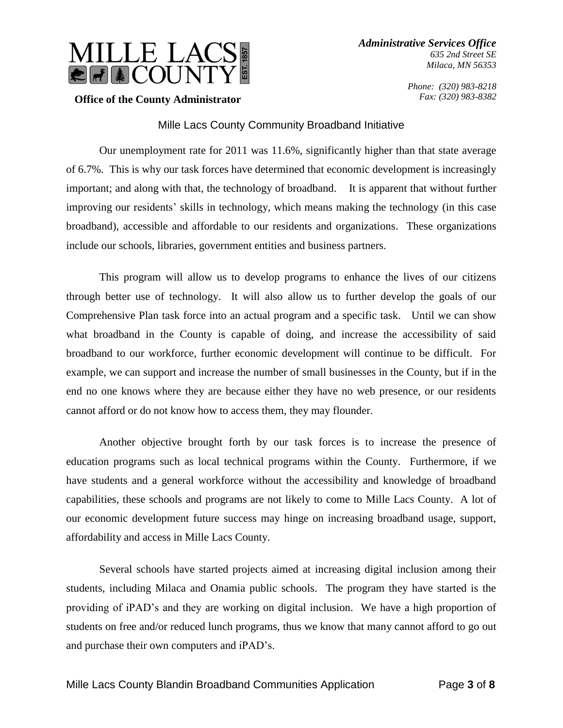# MILLE LACS COUNTY

**Office of the County Administrator**

***Administrative Services Office***
*635 2nd Street SE*
*Milaca, MN 56353*

*Phone: (320) 983-8218*
*Fax: (320) 983-8382*

Mille Lacs County Community Broadband Initiative

Our unemployment rate for 2011 was 11.6%, significantly higher than that state average of 6.7%. This is why our task forces have determined that economic development is increasingly important; and along with that, the technology of broadband. It is apparent that without further improving our residents' skills in technology, which means making the technology (in this case broadband), accessible and affordable to our residents and organizations. These organizations include our schools, libraries, government entities and business partners.

This program will allow us to develop programs to enhance the lives of our citizens through better use of technology. It will also allow us to further develop the goals of our Comprehensive Plan task force into an actual program and a specific task. Until we can show what broadband in the County is capable of doing, and increase the accessibility of said broadband to our workforce, further economic development will continue to be difficult. For example, we can support and increase the number of small businesses in the County, but if in the end no one knows where they are because either they have no web presence, or our residents cannot afford or do not know how to access them, they may flounder.

Another objective brought forth by our task forces is to increase the presence of education programs such as local technical programs within the County. Furthermore, if we have students and a general workforce without the accessibility and knowledge of broadband capabilities, these schools and programs are not likely to come to Mille Lacs County. A lot of our economic development future success may hinge on increasing broadband usage, support, affordability and access in Mille Lacs County.

Several schools have started projects aimed at increasing digital inclusion among their students, including Milaca and Onamia public schools. The program they have started is the providing of iPAD's and they are working on digital inclusion. We have a high proportion of students on free and/or reduced lunch programs, thus we know that many cannot afford to go out and purchase their own computers and iPAD's.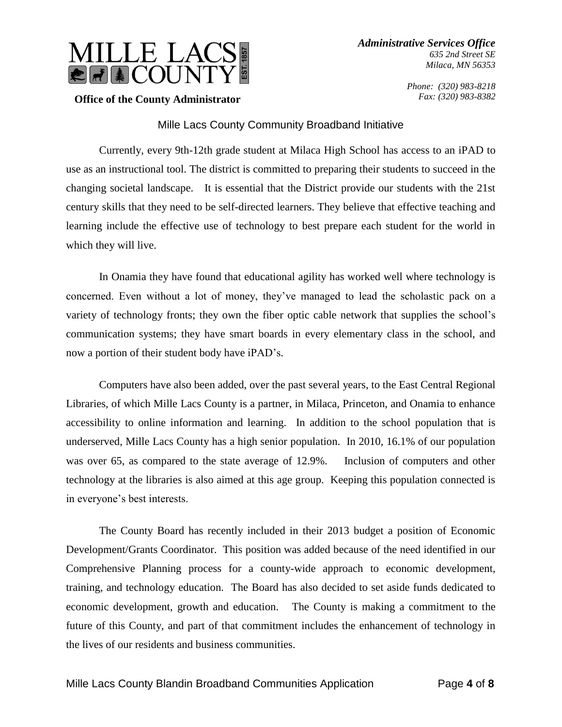**MILLE LACS COUNTY** EST. 1857

**Office of the County Administrator**

***Administrative Services Office***
*635 2nd Street SE*
*Milaca, MN 56353*

*Phone: (320) 983-8218*
*Fax: (320) 983-8382*

## Mille Lacs County Community Broadband Initiative

Currently, every 9th-12th grade student at Milaca High School has access to an iPAD to use as an instructional tool. The district is committed to preparing their students to succeed in the changing societal landscape. It is essential that the District provide our students with the 21st century skills that they need to be self-directed learners. They believe that effective teaching and learning include the effective use of technology to best prepare each student for the world in which they will live.

In Onamia they have found that educational agility has worked well where technology is concerned. Even without a lot of money, they've managed to lead the scholastic pack on a variety of technology fronts; they own the fiber optic cable network that supplies the school's communication systems; they have smart boards in every elementary class in the school, and now a portion of their student body have iPAD's.

Computers have also been added, over the past several years, to the East Central Regional Libraries, of which Mille Lacs County is a partner, in Milaca, Princeton, and Onamia to enhance accessibility to online information and learning. In addition to the school population that is underserved, Mille Lacs County has a high senior population. In 2010, 16.1% of our population was over 65, as compared to the state average of 12.9%. Inclusion of computers and other technology at the libraries is also aimed at this age group. Keeping this population connected is in everyone's best interests.

The County Board has recently included in their 2013 budget a position of Economic Development/Grants Coordinator. This position was added because of the need identified in our Comprehensive Planning process for a county-wide approach to economic development, training, and technology education. The Board has also decided to set aside funds dedicated to economic development, growth and education. The County is making a commitment to the future of this County, and part of that commitment includes the enhancement of technology in the lives of our residents and business communities.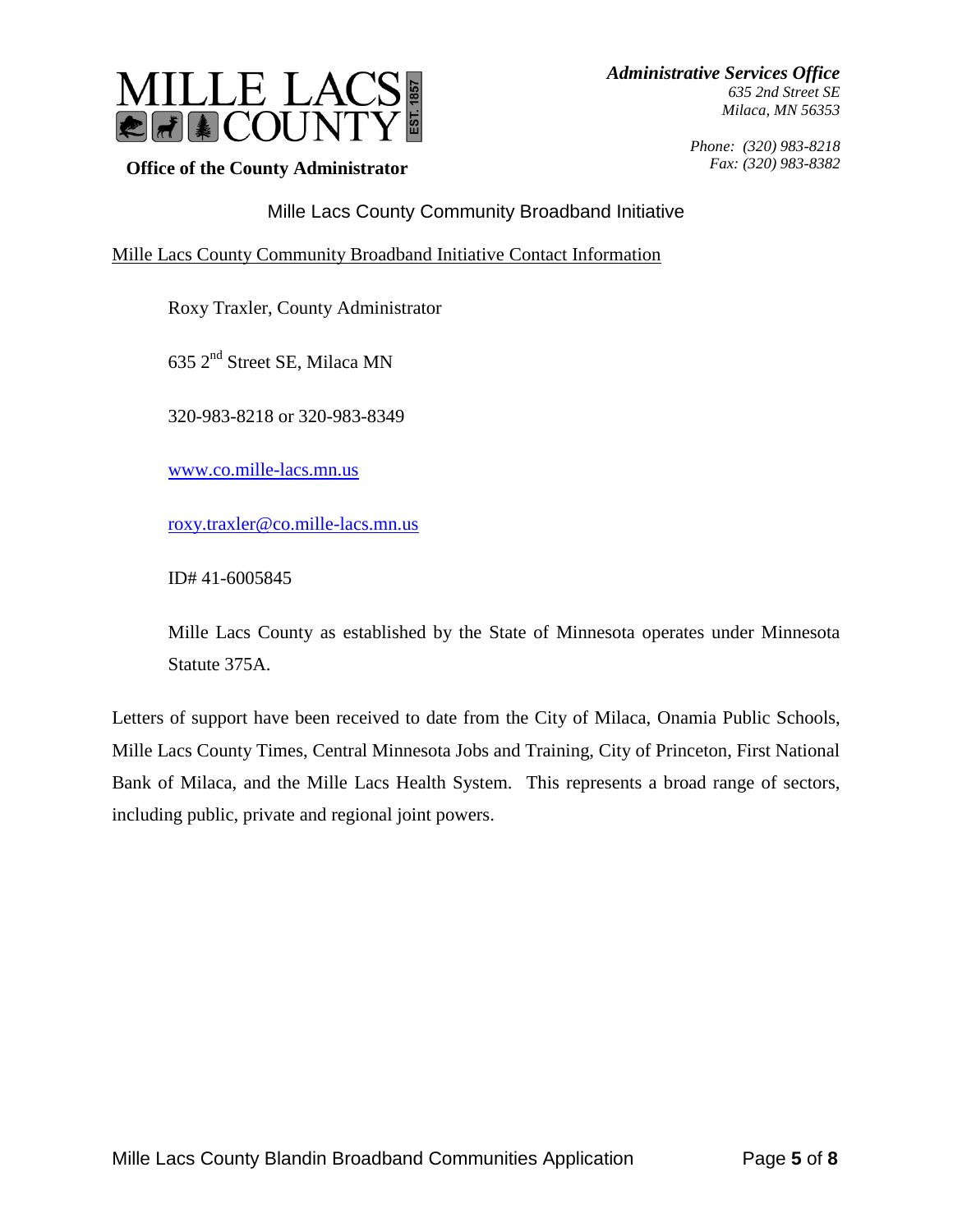# MILLE LACS COUNTY

EST. 1857

**Office of the County Administrator**

***Administrative Services Office***
*635 2nd Street SE*
*Milaca, MN 56353*

*Phone: (320) 983-8218*
*Fax: (320) 983-8382*

## Mille Lacs County Community Broadband Initiative

Mille Lacs County Community Broadband Initiative Contact Information

Roxy Traxler, County Administrator

635 2nd Street SE, Milaca MN

320-983-8218 or 320-983-8349

www.co.mille-lacs.mn.us

roxy.traxler@co.mille-lacs.mn.us

ID# 41-6005845

Mille Lacs County as established by the State of Minnesota operates under Minnesota Statute 375A.

Letters of support have been received to date from the City of Milaca, Onamia Public Schools, Mille Lacs County Times, Central Minnesota Jobs and Training, City of Princeton, First National Bank of Milaca, and the Mille Lacs Health System. This represents a broad range of sectors, including public, private and regional joint powers.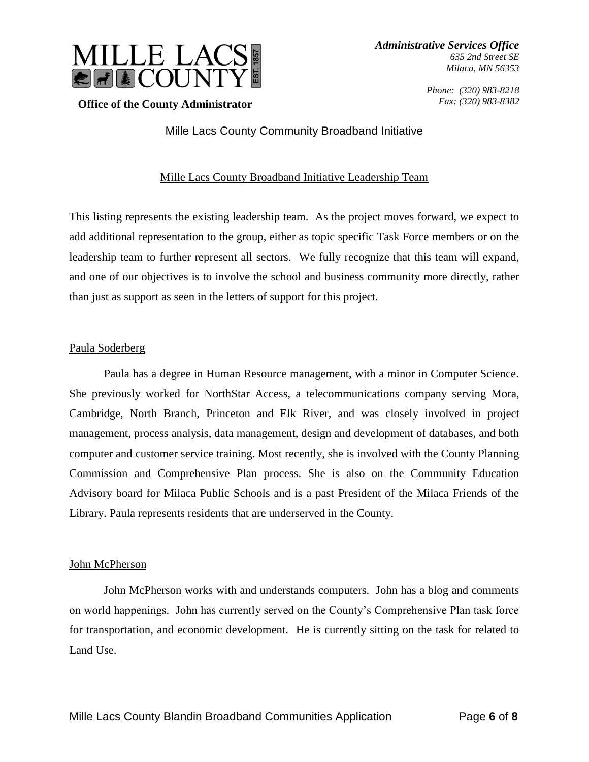**MILLE LACS COUNTY** EST. 1857

**Office of the County Administrator**

*Administrative Services Office*
*635 2nd Street SE*
*Milaca, MN 56353*

*Phone: (320) 983-8218*
*Fax: (320) 983-8382*

# Mille Lacs County Community Broadband Initiative

## Mille Lacs County Broadband Initiative Leadership Team

This listing represents the existing leadership team. As the project moves forward, we expect to add additional representation to the group, either as topic specific Task Force members or on the leadership team to further represent all sectors. We fully recognize that this team will expand, and one of our objectives is to involve the school and business community more directly, rather than just as support as seen in the letters of support for this project.

### Paula Soderberg

Paula has a degree in Human Resource management, with a minor in Computer Science. She previously worked for NorthStar Access, a telecommunications company serving Mora, Cambridge, North Branch, Princeton and Elk River, and was closely involved in project management, process analysis, data management, design and development of databases, and both computer and customer service training. Most recently, she is involved with the County Planning Commission and Comprehensive Plan process. She is also on the Community Education Advisory board for Milaca Public Schools and is a past President of the Milaca Friends of the Library. Paula represents residents that are underserved in the County.

### John McPherson

John McPherson works with and understands computers. John has a blog and comments on world happenings. John has currently served on the County's Comprehensive Plan task force for transportation, and economic development. He is currently sitting on the task for related to Land Use.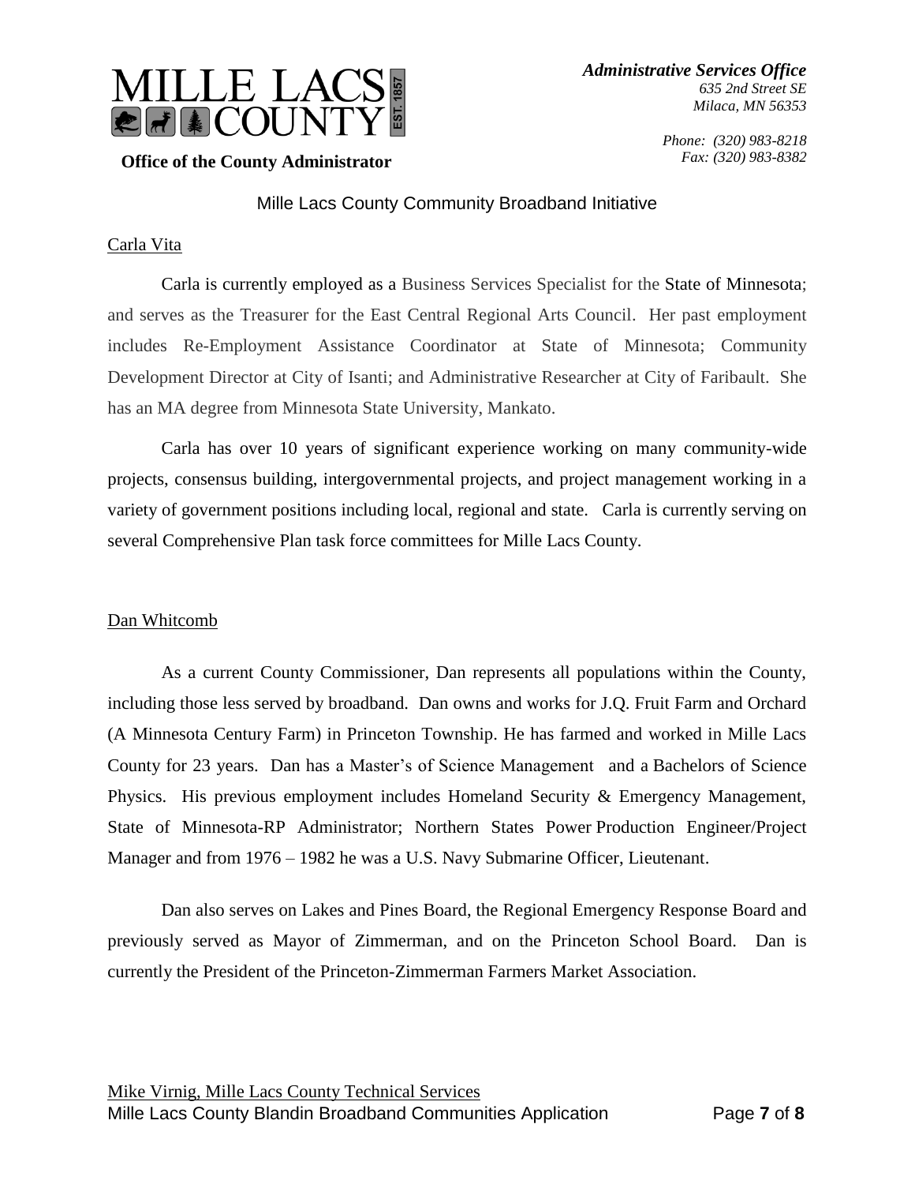Mille Lacs Community Broadband Initiative

Carla Vita

Carla is currently employed as a Business Services Specialist for the State of Minnesota; and serves as the Treasurer for the East Central Regional Arts Council. Her past employment includes Re-Employment Assistance Coordinator at State of Minnesota; Community Development Director at City of Isanti; and Administrative Researcher at City of Faribault. She has an MA degree from Minnesota State University, Mankato.

Carla has over 10 years of significant experience working on many community-wide projects, consensus building, intergovernmental projects, and project management working in a variety of government positions including local, regional and state. Carla is currently serving on several Comprehensive Plan task force committees for Mille Lacs County.

Dan Whitcomb

As a current County Commissioner, Dan represents all populations within the County, including those less served by broadband. Dan owns and works for J.Q. Fruit Farm and Orchard (A Minnesota Century Farm) in Princeton Township. He has farmed and worked in Mille Lacs County for 23 years. Dan has a Master's of Science Management and a Bachelors of Science Physics. His previous employment includes Homeland Security & Emergency Management, State of Minnesota-RP Administrator; Northern States Power Production Engineer/Project Manager and from 1976 – 1982 he was a U.S. Navy Submarine Officer, Lieutenant.

Dan also serves on Lakes and Pines Board, the Regional Emergency Response Board and previously served as Mayor of Zimmerman, and on the Princeton School Board. Dan is currently the President of the Princeton-Zimmerman Farmers Market Association.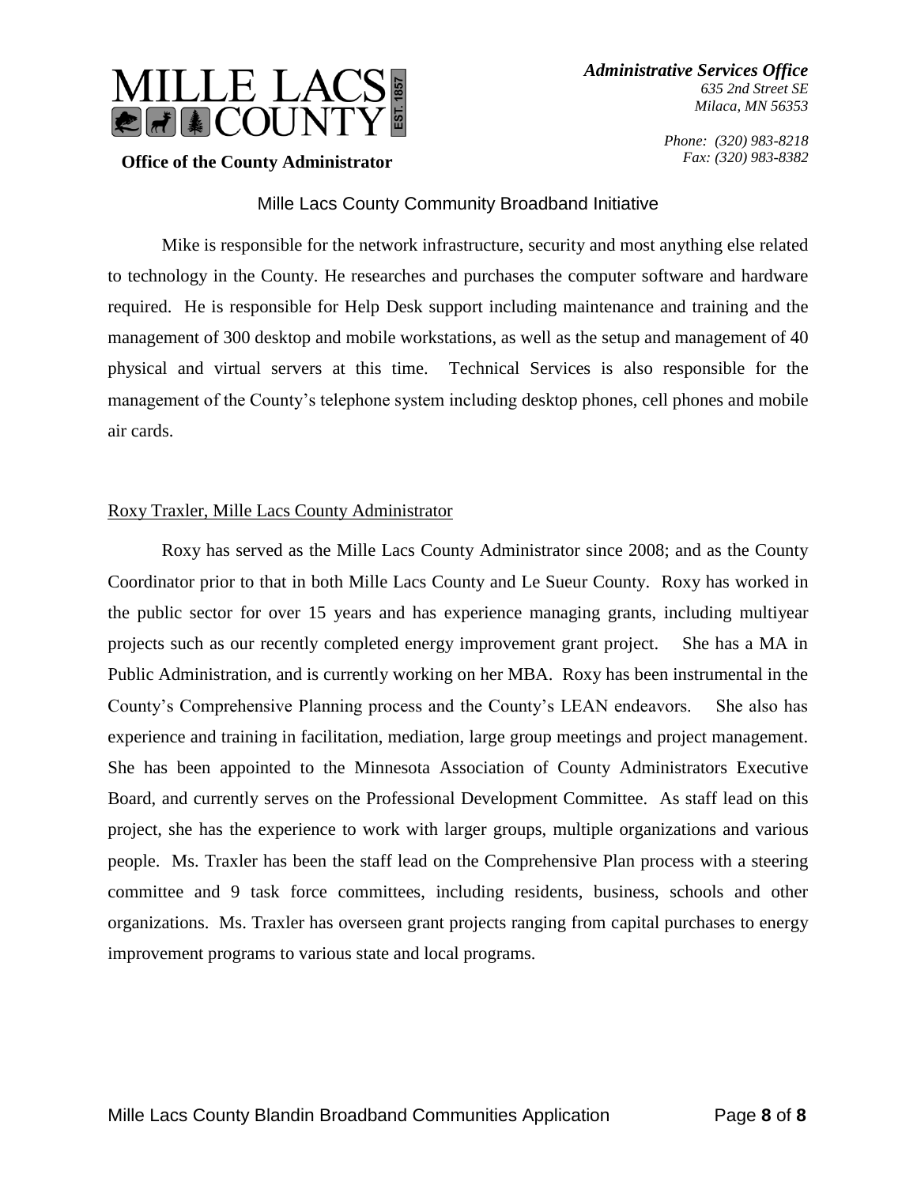Mike is responsible for the network infrastructure, security and most anything else related to technology in the County. He researches and purchases the computer software and hardware required. He is responsible for Help Desk support including maintenance and training and the management of 300 desktop and mobile workstations, as well as the setup and management of 40 physical and virtual servers at this time. Technical Services is also responsible for the management of the County's telephone system including desktop phones, cell phones and mobile air cards.

Roxy Traxler, Mille Lacs County Administrator

Roxy has served as the Mille Lacs County Administrator since 2008; and as the County Coordinator prior to that in both Mille Lacs County and Le Sueur County. Roxy has worked in the public sector for over 15 years and has experience managing grants, including multiyear projects such as our recently completed energy improvement grant project. She has a MA in Public Administration, and is currently working on her MBA. Roxy has been instrumental in the County's Comprehensive Planning process and the County's LEAN endeavors. She also has experience and training in facilitation, mediation, large group meetings and project management. She has been appointed to the Minnesota Association of County Administrators Executive Board, and currently serves on the Professional Development Committee. As staff lead on this project, she has the experience to work with larger groups, multiple organizations and various people. Ms. Traxler has been the staff lead on the Comprehensive Plan process with a steering committee and 9 task force committees, including residents, business, schools and other organizations. Ms. Traxler has overseen grant projects ranging from capital purchases to energy improvement programs to various state and local programs.